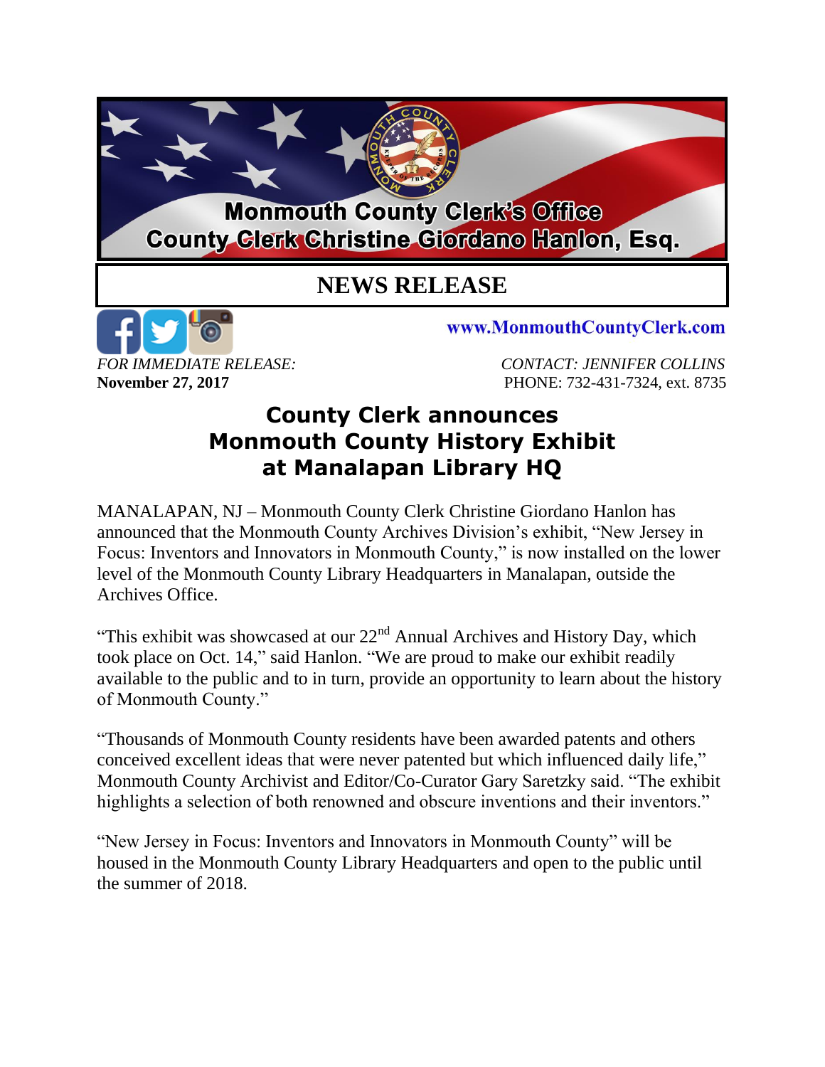Monmouth County Clerk's Office

County Clerk Christine Giordano Hanlon, Esq.

# NEWS RELEASE

www.MonmouthCountyClerk.com

*FOR IMMEDIATE RELEASE:*
**November 27, 2017**

*CONTACT: JENNIFER COLLINS*
PHONE: 732-431-7324, ext. 8735

## County Clerk announces Monmouth County History Exhibit at Manalapan Library HQ

MANALAPAN, NJ – Monmouth County Clerk Christine Giordano Hanlon has announced that the Monmouth County Archives Division's exhibit, "New Jersey in Focus: Inventors and Innovators in Monmouth County," is now installed on the lower level of the Monmouth County Library Headquarters in Manalapan, outside the Archives Office.

"This exhibit was showcased at our 22nd Annual Archives and History Day, which took place on Oct. 14," said Hanlon. "We are proud to make our exhibit readily available to the public and to in turn, provide an opportunity to learn about the history of Monmouth County."

"Thousands of Monmouth County residents have been awarded patents and others conceived excellent ideas that were never patented but which influenced daily life," Monmouth County Archivist and Editor/Co-Curator Gary Saretzky said. "The exhibit highlights a selection of both renowned and obscure inventions and their inventors."

"New Jersey in Focus: Inventors and Innovators in Monmouth County" will be housed in the Monmouth County Library Headquarters and open to the public until the summer of 2018.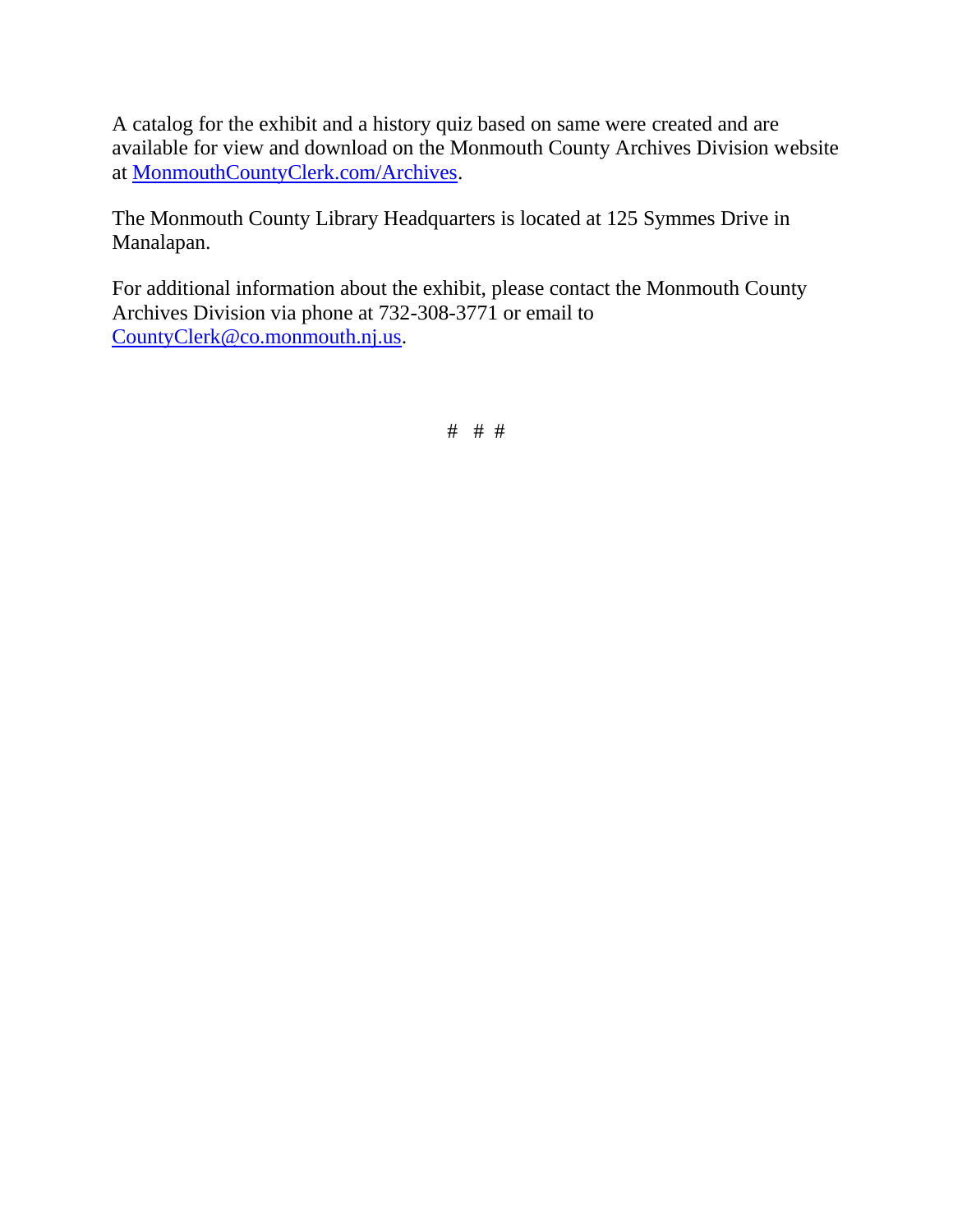A catalog for the exhibit and a history quiz based on same were created and are available for view and download on the Monmouth County Archives Division website at MonmouthCountyClerk.com/Archives.

The Monmouth County Library Headquarters is located at 125 Symmes Drive in Manalapan.

For additional information about the exhibit, please contact the Monmouth County Archives Division via phone at 732-308-3771 or email to CountyClerk@co.monmouth.nj.us.

# # #